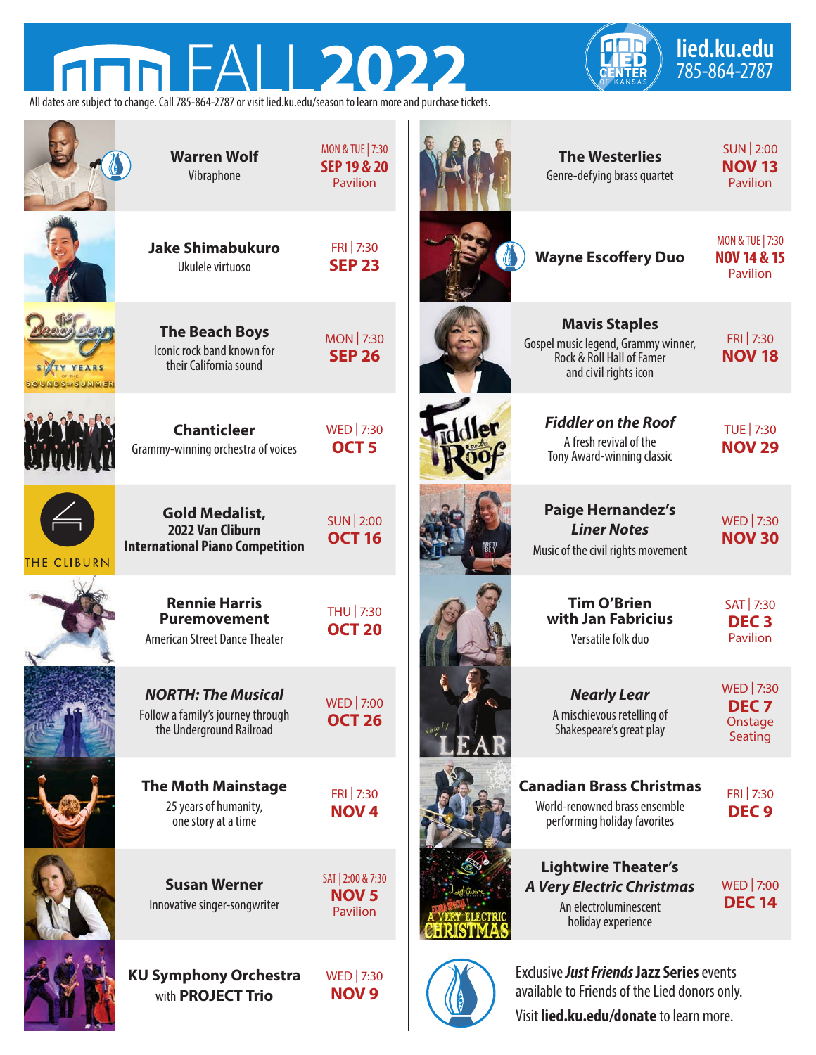# FALL 2022

**lied.ku.edu**
785-864-2787

All dates are subject to change. Call 785-864-2787 or visit lied.ku.edu/season to learn more and purchase tickets.

| Event | Description | Date |
|---|---|---|
| **Warren Wolf** | Vibraphone | MON & TUE \| 7:30 **SEP 19 & 20** Pavilion |
| **Jake Shimabukuro** | Ukulele virtuoso | FRI \| 7:30 **SEP 23** |
| **The Beach Boys** | Iconic rock band known for their California sound | MON \| 7:30 **SEP 26** |
| **Chanticleer** | Grammy-winning orchestra of voices | WED \| 7:30 **OCT 5** |
| **Gold Medalist, 2022 Van Cliburn International Piano Competition** | | SUN \| 2:00 **OCT 16** |
| **Rennie Harris Puremovement** | American Street Dance Theater | THU \| 7:30 **OCT 20** |
| ***NORTH: The Musical*** | Follow a family's journey through the Underground Railroad | WED \| 7:00 **OCT 26** |
| **The Moth Mainstage** | 25 years of humanity, one story at a time | FRI \| 7:30 **NOV 4** |
| **Susan Werner** | Innovative singer-songwriter | SAT \| 2:00 & 7:30 **NOV 5** Pavilion |
| **KU Symphony Orchestra** with **PROJECT Trio** | | WED \| 7:30 **NOV 9** |
| **The Westerlies** | Genre-defying brass quartet | SUN \| 2:00 **NOV 13** Pavilion |
| **Wayne Escoffery Duo** | | MON & TUE \| 7:30 **NOV 14 & 15** Pavilion |
| **Mavis Staples** | Gospel music legend, Grammy winner, Rock & Roll Hall of Famer and civil rights icon | FRI \| 7:30 **NOV 18** |
| ***Fiddler on the Roof*** | A fresh revival of the Tony Award-winning classic | TUE \| 7:30 **NOV 29** |
| **Paige Hernandez's *Liner Notes*** | Music of the civil rights movement | WED \| 7:30 **NOV 30** |
| **Tim O'Brien with Jan Fabricius** | Versatile folk duo | SAT \| 7:30 **DEC 3** Pavilion |
| ***Nearly Lear*** | A mischievous retelling of Shakespeare's great play | WED \| 7:30 **DEC 7** Onstage Seating |
| **Canadian Brass Christmas** | World-renowned brass ensemble performing holiday favorites | FRI \| 7:30 **DEC 9** |
| **Lightwire Theater's *A Very Electric Christmas*** | An electroluminescent holiday experience | WED \| 7:00 **DEC 14** |

Exclusive ***Just Friends* Jazz Series** events available to Friends of the Lied donors only.
Visit **lied.ku.edu/donate** to learn more.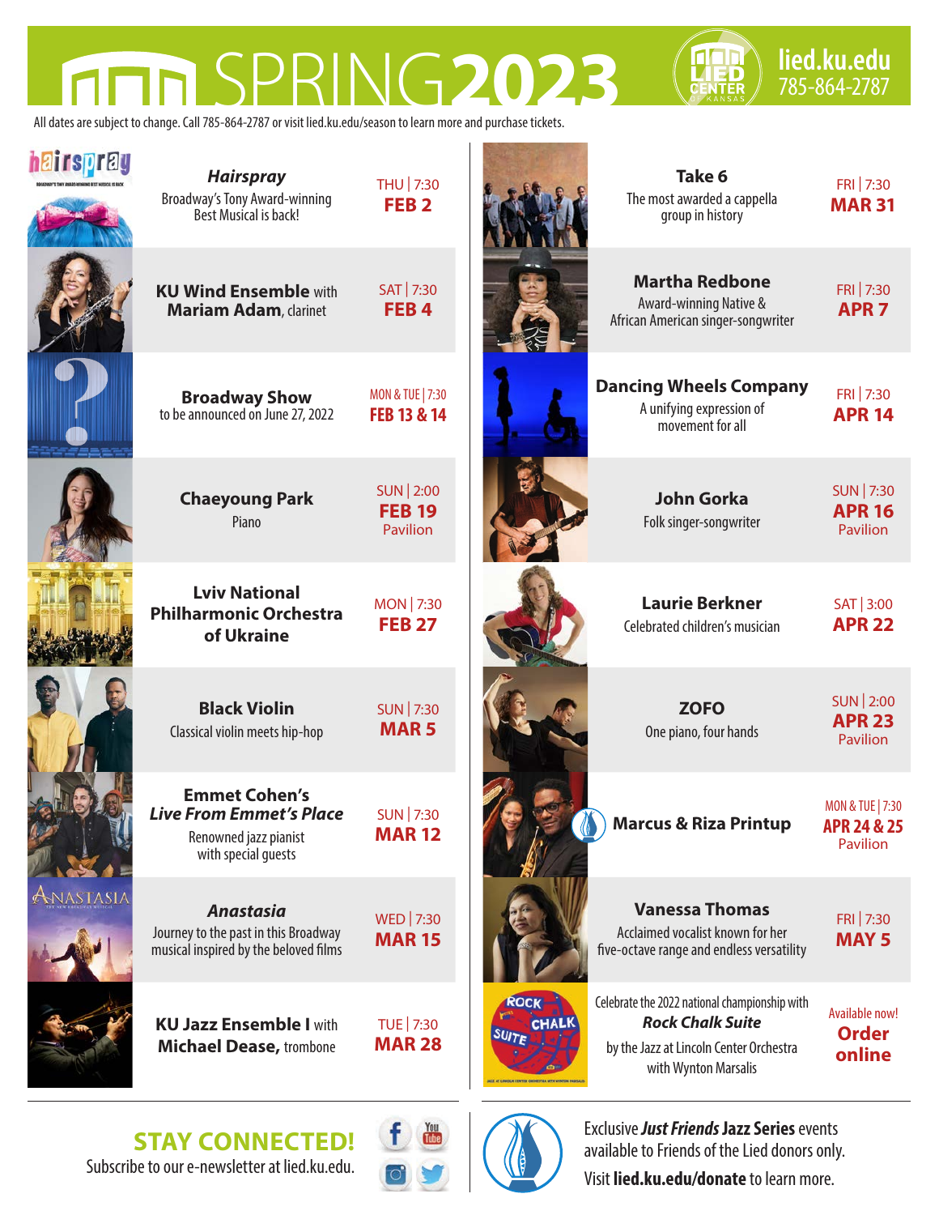# SPRING 2023

**lied.ku.edu**
785-864-2787

All dates are subject to change. Call 785-864-2787 or visit lied.ku.edu/season to learn more and purchase tickets.

| | |
|---|---|
| ***Hairspray*** Broadway's Tony Award-winning Best Musical is back! | THU \| 7:30 **FEB 2** |
| **KU Wind Ensemble** with **Mariam Adam**, clarinet | SAT \| 7:30 **FEB 4** |
| **Broadway Show** to be announced on June 27, 2022 | MON & TUE \| 7:30 **FEB 13 & 14** |
| **Chaeyoung Park** Piano | SUN \| 2:00 **FEB 19** Pavilion |
| **Lviv National Philharmonic Orchestra of Ukraine** | MON \| 7:30 **FEB 27** |
| **Black Violin** Classical violin meets hip-hop | SUN \| 7:30 **MAR 5** |
| **Emmet Cohen's *Live From Emmet's Place*** Renowned jazz pianist with special guests | SUN \| 7:30 **MAR 12** |
| ***Anastasia*** Journey to the past in this Broadway musical inspired by the beloved films | WED \| 7:30 **MAR 15** |
| **KU Jazz Ensemble I** with **Michael Dease,** trombone | TUE \| 7:30 **MAR 28** |
| **Take 6** The most awarded a cappella group in history | FRI \| 7:30 **MAR 31** |
| **Martha Redbone** Award-winning Native & African American singer-songwriter | FRI \| 7:30 **APR 7** |
| **Dancing Wheels Company** A unifying expression of movement for all | FRI \| 7:30 **APR 14** |
| **John Gorka** Folk singer-songwriter | SUN \| 7:30 **APR 16** Pavilion |
| **Laurie Berkner** Celebrated children's musician | SAT \| 3:00 **APR 22** |
| **ZOFO** One piano, four hands | SUN \| 2:00 **APR 23** Pavilion |
| **Marcus & Riza Printup** | MON & TUE \| 7:30 **APR 24 & 25** Pavilion |
| **Vanessa Thomas** Acclaimed vocalist known for her five-octave range and endless versatility | FRI \| 7:30 **MAY 5** |
| Celebrate the 2022 national championship with ***Rock Chalk Suite*** by the Jazz at Lincoln Center Orchestra with Wynton Marsalis | Available now! **Order online** |

**STAY CONNECTED!**
Subscribe to our e-newsletter at lied.ku.edu.

Exclusive ***Just Friends* Jazz Series** events available to Friends of the Lied donors only.
Visit **lied.ku.edu/donate** to learn more.